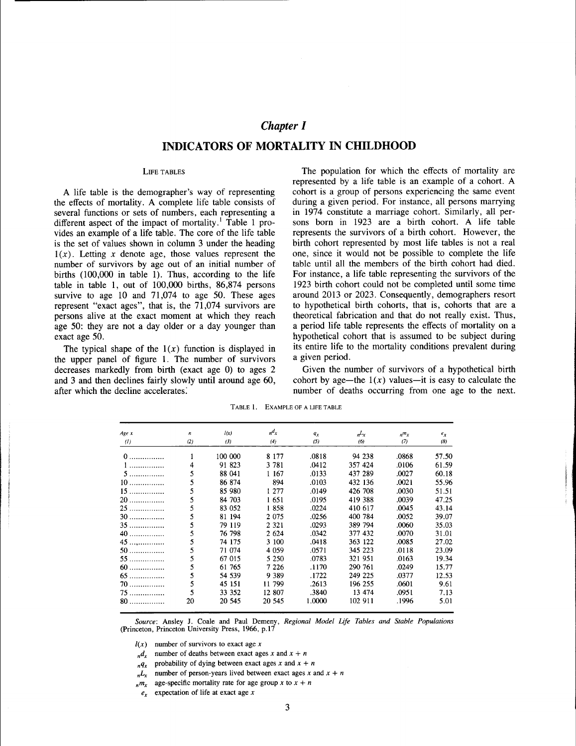# Chapter I

## INDICATORS OF MORTALITY IN CHILDHOOD

### LIFE TABLES

A life table is the demographer's way of representing the effects of mortality. A complete life table consists of several functions or sets of numbers, each representing a different aspect of the impact of mortality.[1] Table 1 provides an example of a life table. The core of the life table is the set of values shown in column 3 under the heading $l(x)$. Letting $x$ denote age, those values represent the number of survivors by age out of an initial number of births (100,000 in table 1). Thus, according to the life table in table 1, out of 100,000 births, 86,874 persons survive to age 10 and 71,074 to age 50. These ages represent "exact ages", that is, the 71,074 survivors are persons alive at the exact moment at which they reach age 50: they are not a day older or a day younger than exact age 50.

The typical shape of the $l(x)$ function is displayed in the upper panel of figure 1. The number of survivors decreases markedly from birth (exact age 0) to ages 2 and 3 and then declines fairly slowly until around age 60, after which the decline accelerates.

The population for which the effects of mortality are represented by a life table is an example of a cohort. A cohort is a group of persons experiencing the same event during a given period. For instance, all persons marrying in 1974 constitute a marriage cohort. Similarly, all persons born in 1923 are a birth cohort. A life table represents the survivors of a birth cohort. However, the birth cohort represented by most life tables is not a real one, since it would not be possible to complete the life table until all the members of the birth cohort had died. For instance, a life table representing the survivors of the 1923 birth cohort could not be completed until some time around 2013 or 2023. Consequently, demographers resort to hypothetical birth cohorts, that is, cohorts that are a theoretical fabrication and that do not really exist. Thus, a period life table represents the effects of mortality on a hypothetical cohort that is assumed to be subject during its entire life to the mortality conditions prevalent during a given period.

Given the number of survivors of a hypothetical birth cohort by age—the $l(x)$ values—it is easy to calculate the number of deaths occurring from one age to the next.

TABLE 1. EXAMPLE OF A LIFE TABLE

| Age $x$ (1) | $n$ (2) | $l(x)$ (3) | ${}_nd_x$ (4) | $q_x$ (5) | ${}_nL_x$ (6) | ${}_nm_x$ (7) | $e_x$ (8) |
|---|---|---|---|---|---|---|---|
| 0 | 1 | 100 000 | 8 177 | .0818 | 94 238 | .0868 | 57.50 |
| 1 | 4 | 91 823 | 3 781 | .0412 | 357 424 | .0106 | 61.59 |
| 5 | 5 | 88 041 | 1 167 | .0133 | 437 289 | .0027 | 60.18 |
| 10 | 5 | 86 874 | 894 | .0103 | 432 136 | .0021 | 55.96 |
| 15 | 5 | 85 980 | 1 277 | .0149 | 426 708 | .0030 | 51.51 |
| 20 | 5 | 84 703 | 1 651 | .0195 | 419 388 | .0039 | 47.25 |
| 25 | 5 | 83 052 | 1 858 | .0224 | 410 617 | .0045 | 43.14 |
| 30 | 5 | 81 194 | 2 075 | .0256 | 400 784 | .0052 | 39.07 |
| 35 | 5 | 79 119 | 2 321 | .0293 | 389 794 | .0060 | 35.03 |
| 40 | 5 | 76 798 | 2 624 | .0342 | 377 432 | .0070 | 31.01 |
| 45 | 5 | 74 175 | 3 100 | .0418 | 363 122 | .0085 | 27.02 |
| 50 | 5 | 71 074 | 4 059 | .0571 | 345 223 | .0118 | 23.09 |
| 55 | 5 | 67 015 | 5 250 | .0783 | 321 951 | .0163 | 19.34 |
| 60 | 5 | 61 765 | 7 226 | .1170 | 290 761 | .0249 | 15.77 |
| 65 | 5 | 54 539 | 9 389 | .1722 | 249 225 | .0377 | 12.53 |
| 70 | 5 | 45 151 | 11 799 | .2613 | 196 255 | .0601 | 9.61 |
| 75 | 5 | 33 352 | 12 807 | .3840 | 13 474 | .0951 | 7.13 |
| 80 | 20 | 20 545 | 20 545 | 1.0000 | 102 911 | .1996 | 5.01 |

*Source*: Ansley J. Coale and Paul Demeny, *Regional Model Life Tables and Stable Populations* (Princeton, Princeton University Press, 1966, p.17

$l(x)$ number of survivors to exact age $x$

${}_nd_x$ number of deaths between exact ages $x$ and $x + n$

${}_nq_x$ probability of dying between exact ages $x$ and $x + n$

${}_nL_x$ number of person-years lived between exact ages $x$ and $x + n$

${}_nm_x$ age-specific mortality rate for age group $x$ to $x + n$

$e_x$ expectation of life at exact age $x$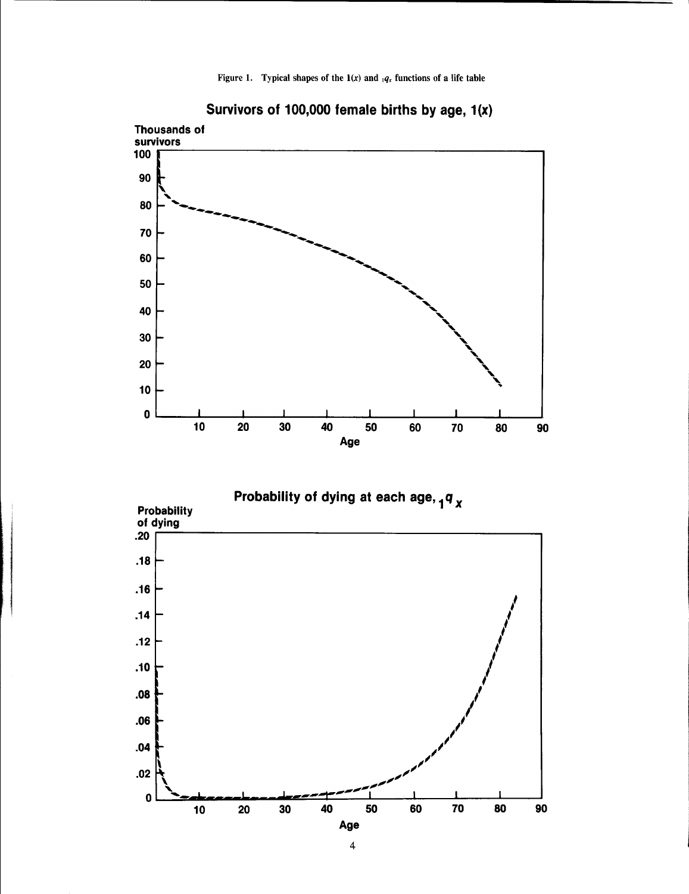Figure 1. Typical shapes of the $1(x)$ and ${}_1q_x$ functions of a life table

## Survivors of 100,000 female births by age, $1(x)$

Thousands of survivors

Age

## Probability of dying at each age, ${}_1q_x$

Probability of dying

Age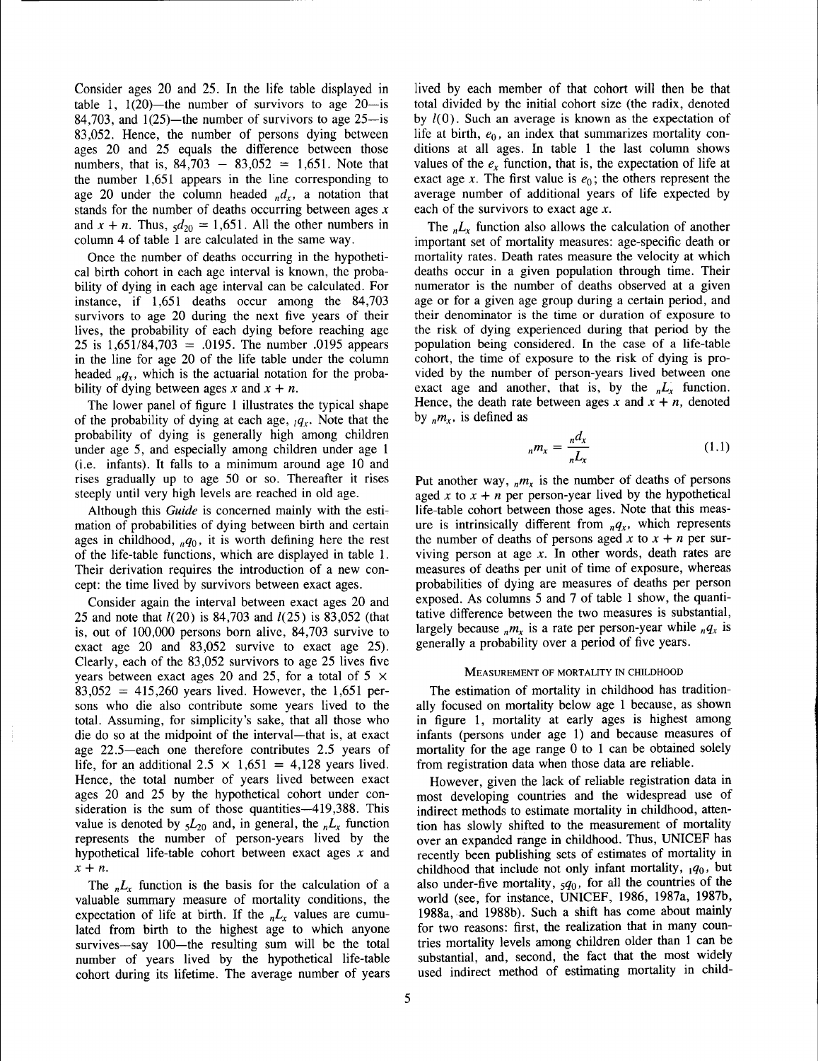Consider ages 20 and 25. In the life table displayed in table 1, $l(20)$—the number of survivors to age 20—is 84,703, and $l(25)$—the number of survivors to age 25—is 83,052. Hence, the number of persons dying between ages 20 and 25 equals the difference between those numbers, that is, $84,703 - 83,052 = 1,651$. Note that the number 1,651 appears in the line corresponding to age 20 under the column headed ${}_nd_x$, a notation that stands for the number of deaths occurring between ages $x$ and $x + n$. Thus, ${}_5d_{20} = 1,651$. All the other numbers in column 4 of table 1 are calculated in the same way.

Once the number of deaths occurring in the hypothetical birth cohort in each age interval is known, the probability of dying in each age interval can be calculated. For instance, if 1,651 deaths occur among the 84,703 survivors to age 20 during the next five years of their lives, the probability of each dying before reaching age 25 is $1,651/84,703 = .0195$. The number .0195 appears in the line for age 20 of the life table under the column headed ${}_nq_x$, which is the actuarial notation for the probability of dying between ages $x$ and $x + n$.

The lower panel of figure 1 illustrates the typical shape of the probability of dying at each age, ${}_1q_x$. Note that the probability of dying is generally high among children under age 5, and especially among children under age 1 (i.e. infants). It falls to a minimum around age 10 and rises gradually up to age 50 or so. Thereafter it rises steeply until very high levels are reached in old age.

Although this *Guide* is concerned mainly with the estimation of probabilities of dying between birth and certain ages in childhood, ${}_nq_0$, it is worth defining here the rest of the life-table functions, which are displayed in table 1. Their derivation requires the introduction of a new concept: the time lived by survivors between exact ages.

Consider again the interval between exact ages 20 and 25 and note that $l(20)$ is 84,703 and $l(25)$ is 83,052 (that is, out of 100,000 persons born alive, 84,703 survive to exact age 20 and 83,052 survive to exact age 25). Clearly, each of the 83,052 survivors to age 25 lives five years between exact ages 20 and 25, for a total of $5 \times 83,052 = 415,260$ years lived. However, the 1,651 persons who die also contribute some years lived to the total. Assuming, for simplicity's sake, that all those who die do so at the midpoint of the interval—that is, at exact age 22.5—each one therefore contributes 2.5 years of life, for an additional $2.5 \times 1,651 = 4,128$ years lived. Hence, the total number of years lived between exact ages 20 and 25 by the hypothetical cohort under consideration is the sum of those quantities—419,388. This value is denoted by ${}_5L_{20}$ and, in general, the ${}_nL_x$ function represents the number of person-years lived by the hypothetical life-table cohort between exact ages $x$ and $x + n$.

The ${}_nL_x$ function is the basis for the calculation of a valuable summary measure of mortality conditions, the expectation of life at birth. If the ${}_nL_x$ values are cumulated from birth to the highest age to which anyone survives—say 100—the resulting sum will be the total number of years lived by the hypothetical life-table cohort during its lifetime. The average number of years lived by each member of that cohort will then be that total divided by the initial cohort size (the radix, denoted by $l(0)$. Such an average is known as the expectation of life at birth, $e_0$, an index that summarizes mortality conditions at all ages. In table 1 the last column shows values of the $e_x$ function, that is, the expectation of life at exact age $x$. The first value is $e_0$; the others represent the average number of additional years of life expected by each of the survivors to exact age $x$.

The ${}_nL_x$ function also allows the calculation of another important set of mortality measures: age-specific death or mortality rates. Death rates measure the velocity at which deaths occur in a given population through time. Their numerator is the number of deaths observed at a given age or for a given age group during a certain period, and their denominator is the time or duration of exposure to the risk of dying experienced during that period by the population being considered. In the case of a life-table cohort, the time of exposure to the risk of dying is provided by the number of person-years lived between one exact age and another, that is, by the ${}_nL_x$ function. Hence, the death rate between ages $x$ and $x + n$, denoted by ${}_nm_x$, is defined as

$$
{}_nm_x = \frac{{}_nd_x}{{}_nL_x} \tag{1.1}
$$

Put another way, ${}_nm_x$ is the number of deaths of persons aged $x$ to $x + n$ per person-year lived by the hypothetical life-table cohort between those ages. Note that this measure is intrinsically different from ${}_nq_x$, which represents the number of deaths of persons aged $x$ to $x + n$ per surviving person at age $x$. In other words, death rates are measures of deaths per unit of time of exposure, whereas probabilities of dying are measures of deaths per person exposed. As columns 5 and 7 of table 1 show, the quantitative difference between the two measures is substantial, largely because ${}_nm_x$ is a rate per person-year while ${}_nq_x$ is generally a probability over a period of five years.

### MEASUREMENT OF MORTALITY IN CHILDHOOD

The estimation of mortality in childhood has traditionally focused on mortality below age 1 because, as shown in figure 1, mortality at early ages is highest among infants (persons under age 1) and because measures of mortality for the age range 0 to 1 can be obtained solely from registration data when those data are reliable.

However, given the lack of reliable registration data in most developing countries and the widespread use of indirect methods to estimate mortality in childhood, attention has slowly shifted to the measurement of mortality over an expanded range in childhood. Thus, UNICEF has recently been publishing sets of estimates of mortality in childhood that include not only infant mortality, ${}_1q_0$, but also under-five mortality, ${}_5q_0$, for all the countries of the world (see, for instance, UNICEF, 1986, 1987a, 1987b, 1988a, and 1988b). Such a shift has come about mainly for two reasons: first, the realization that in many countries mortality levels among children older than 1 can be substantial, and, second, the fact that the most widely used indirect method of estimating mortality in child-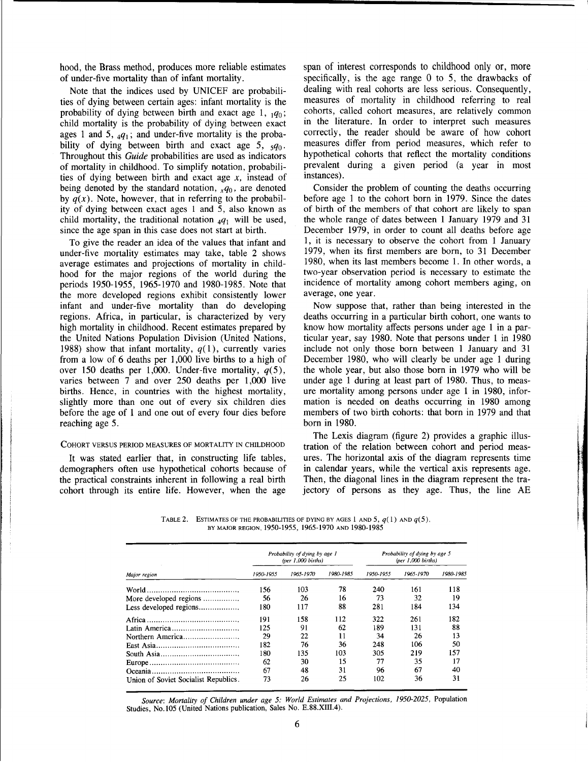hood, the Brass method, produces more reliable estimates of under-five mortality than of infant mortality.

Note that the indices used by UNICEF are probabilities of dying between certain ages: infant mortality is the probability of dying between birth and exact age 1, ${}_1q_0$; child mortality is the probability of dying between exact ages 1 and 5, ${}_4q_1$; and under-five mortality is the probability of dying between birth and exact age 5, ${}_5q_0$. Throughout this *Guide* probabilities are used as indicators of mortality in childhood. To simplify notation, probabilities of dying between birth and exact age $x$, instead of being denoted by the standard notation, ${}_xq_0$, are denoted by $q(x)$. Note, however, that in referring to the probability of dying between exact ages 1 and 5, also known as child mortality, the traditional notation ${}_4q_1$ will be used, since the age span in this case does not start at birth.

To give the reader an idea of the values that infant and under-five mortality estimates may take, table 2 shows average estimates and projections of mortality in childhood for the major regions of the world during the periods 1950-1955, 1965-1970 and 1980-1985. Note that the more developed regions exhibit consistently lower infant and under-five mortality than do developing regions. Africa, in particular, is characterized by very high mortality in childhood. Recent estimates prepared by the United Nations Population Division (United Nations, 1988) show that infant mortality, $q(1)$, currently varies from a low of 6 deaths per 1,000 live births to a high of over 150 deaths per 1,000. Under-five mortality, $q(5)$, varies between 7 and over 250 deaths per 1,000 live births. Hence, in countries with the highest mortality, slightly more than one out of every six children dies before the age of 1 and one out of every four dies before reaching age 5.

### Cohort versus period measures of mortality in childhood

It was stated earlier that, in constructing life tables, demographers often use hypothetical cohorts because of the practical constraints inherent in following a real birth cohort through its entire life. However, when the age span of interest corresponds to childhood only or, more specifically, is the age range 0 to 5, the drawbacks of dealing with real cohorts are less serious. Consequently, measures of mortality in childhood referring to real cohorts, called cohort measures, are relatively common in the literature. In order to interpret such measures correctly, the reader should be aware of how cohort measures differ from period measures, which refer to hypothetical cohorts that reflect the mortality conditions prevalent during a given period (a year in most instances).

Consider the problem of counting the deaths occurring before age 1 to the cohort born in 1979. Since the dates of birth of the members of that cohort are likely to span the whole range of dates between 1 January 1979 and 31 December 1979, in order to count all deaths before age 1, it is necessary to observe the cohort from 1 January 1979, when its first members are born, to 31 December 1980, when its last members become 1. In other words, a two-year observation period is necessary to estimate the incidence of mortality among cohort members aging, on average, one year.

Now suppose that, rather than being interested in the deaths occurring in a particular birth cohort, one wants to know how mortality affects persons under age 1 in a particular year, say 1980. Note that persons under 1 in 1980 include not only those born between 1 January and 31 December 1980, who will clearly be under age 1 during the whole year, but also those born in 1979 who will be under age 1 during at least part of 1980. Thus, to measure mortality among persons under age 1 in 1980, information is needed on deaths occurring in 1980 among members of two birth cohorts: that born in 1979 and that born in 1980.

The Lexis diagram (figure 2) provides a graphic illustration of the relation between cohort and period measures. The horizontal axis of the diagram represents time in calendar years, while the vertical axis represents age. Then, the diagonal lines in the diagram represent the trajectory of persons as they age. Thus, the line AE

TABLE 2. ESTIMATES OF THE PROBABILITIES OF DYING BY AGES 1 AND 5, $q(1)$ AND $q(5)$, BY MAJOR REGION, 1950-1955, 1965-1970 AND 1980-1985

| Major region | *Probability of dying by age 1 (per 1,000 births)* | | | *Probability of dying by age 5 (per 1,000 births)* | | |
|---|---|---|---|---|---|---|
| | *1950-1955* | *1965-1970* | *1980-1985* | *1950-1955* | *1965-1970* | *1980-1985* |
| World | 156 | 103 | 78 | 240 | 161 | 118 |
| More developed regions | 56 | 26 | 16 | 73 | 32 | 19 |
| Less developed regions | 180 | 117 | 88 | 281 | 184 | 134 |
| Africa | 191 | 158 | 112 | 322 | 261 | 182 |
| Latin America | 125 | 91 | 62 | 189 | 131 | 88 |
| Northern America | 29 | 22 | 11 | 34 | 26 | 13 |
| East Asia | 182 | 76 | 36 | 248 | 106 | 50 |
| South Asia | 180 | 135 | 103 | 305 | 219 | 157 |
| Europe | 62 | 30 | 15 | 77 | 35 | 17 |
| Oceania | 67 | 48 | 31 | 96 | 67 | 40 |
| Union of Soviet Socialist Republics | 73 | 26 | 25 | 102 | 36 | 31 |

*Source*: *Mortality of Children under age 5: World Estimates and Projections, 1950-2025*, Population Studies, No.105 (United Nations publication, Sales No. E.88.XIII.4).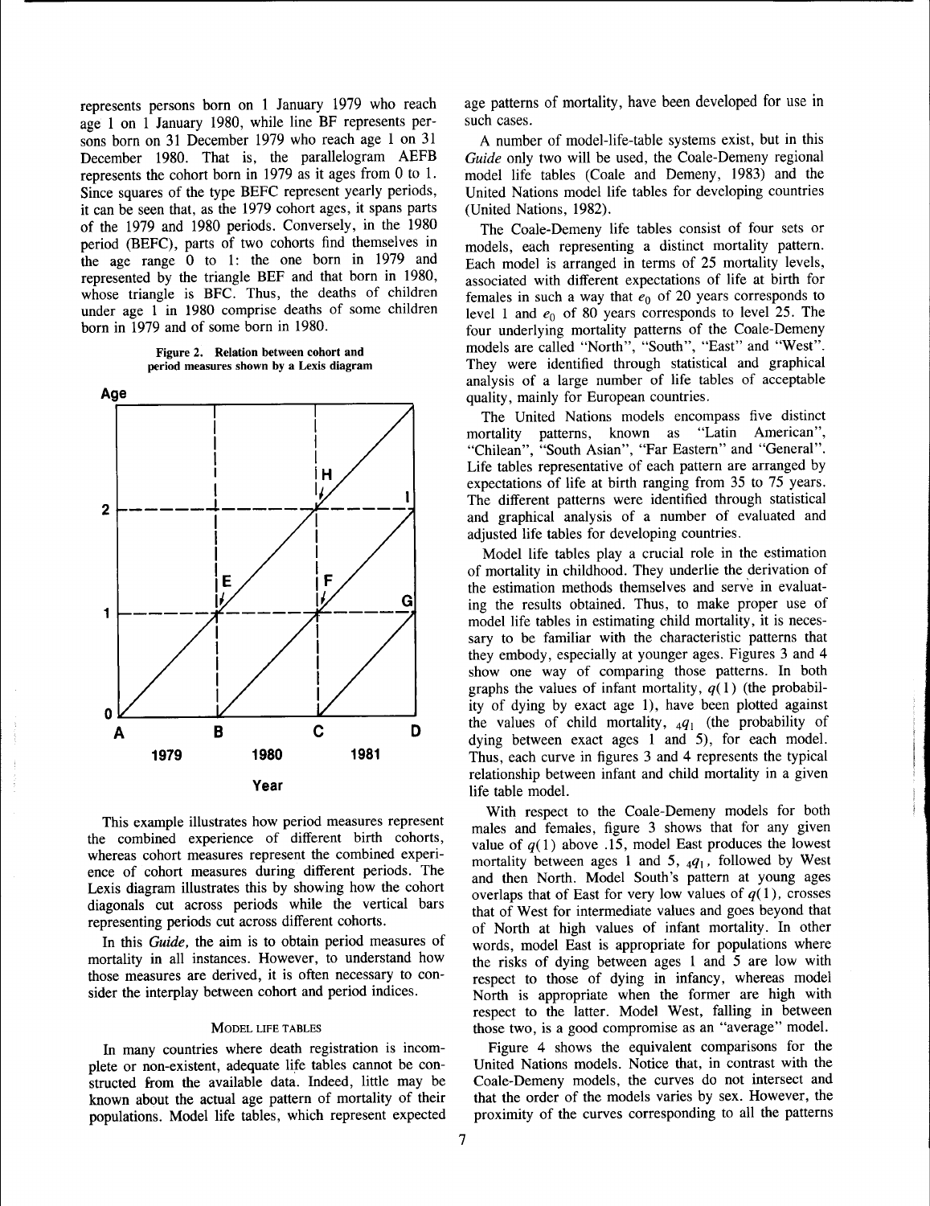represents persons born on 1 January 1979 who reach age 1 on 1 January 1980, while line BF represents persons born on 31 December 1979 who reach age 1 on 31 December 1980. That is, the parallelogram AEFB represents the cohort born in 1979 as it ages from 0 to 1. Since squares of the type BEFC represent yearly periods, it can be seen that, as the 1979 cohort ages, it spans parts of the 1979 and 1980 periods. Conversely, in the 1980 period (BEFC), parts of two cohorts find themselves in the age range 0 to 1: the one born in 1979 and represented by the triangle BEF and that born in 1980, whose triangle is BFC. Thus, the deaths of children under age 1 in 1980 comprise deaths of some children born in 1979 and of some born in 1980.

**Figure 2. Relation between cohort and period measures shown by a Lexis diagram**

This example illustrates how period measures represent the combined experience of different birth cohorts, whereas cohort measures represent the combined experience of cohort measures during different periods. The Lexis diagram illustrates this by showing how the cohort diagonals cut across periods while the vertical bars representing periods cut across different cohorts.

In this *Guide*, the aim is to obtain period measures of mortality in all instances. However, to understand how those measures are derived, it is often necessary to consider the interplay between cohort and period indices.

### Model life tables

In many countries where death registration is incomplete or non-existent, adequate life tables cannot be constructed from the available data. Indeed, little may be known about the actual age pattern of mortality of their populations. Model life tables, which represent expected age patterns of mortality, have been developed for use in such cases.

A number of model-life-table systems exist, but in this *Guide* only two will be used, the Coale-Demeny regional model life tables (Coale and Demeny, 1983) and the United Nations model life tables for developing countries (United Nations, 1982).

The Coale-Demeny life tables consist of four sets or models, each representing a distinct mortality pattern. Each model is arranged in terms of 25 mortality levels, associated with different expectations of life at birth for females in such a way that $e_0$ of 20 years corresponds to level 1 and $e_0$ of 80 years corresponds to level 25. The four underlying mortality patterns of the Coale-Demeny models are called "North", "South", "East" and "West". They were identified through statistical and graphical analysis of a large number of life tables of acceptable quality, mainly for European countries.

The United Nations models encompass five distinct mortality patterns, known as "Latin American", "Chilean", "South Asian", "Far Eastern" and "General". Life tables representative of each pattern are arranged by expectations of life at birth ranging from 35 to 75 years. The different patterns were identified through statistical and graphical analysis of a number of evaluated and adjusted life tables for developing countries.

Model life tables play a crucial role in the estimation of mortality in childhood. They underlie the derivation of the estimation methods themselves and serve in evaluating the results obtained. Thus, to make proper use of model life tables in estimating child mortality, it is necessary to be familiar with the characteristic patterns that they embody, especially at younger ages. Figures 3 and 4 show one way of comparing those patterns. In both graphs the values of infant mortality, $q(1)$ (the probability of dying by exact age 1), have been plotted against the values of child mortality, ${}_4q_1$ (the probability of dying between exact ages 1 and 5), for each model. Thus, each curve in figures 3 and 4 represents the typical relationship between infant and child mortality in a given life table model.

With respect to the Coale-Demeny models for both males and females, figure 3 shows that for any given value of $q(1)$ above .15, model East produces the lowest mortality between ages 1 and 5, ${}_4q_1$, followed by West and then North. Model South's pattern at young ages overlaps that of East for very low values of $q(1)$, crosses that of West for intermediate values and goes beyond that of North at high values of infant mortality. In other words, model East is appropriate for populations where the risks of dying between ages 1 and 5 are low with respect to those of dying in infancy, whereas model North is appropriate when the former are high with respect to the latter. Model West, falling in between those two, is a good compromise as an "average" model.

Figure 4 shows the equivalent comparisons for the United Nations models. Notice that, in contrast with the Coale-Demeny models, the curves do not intersect and that the order of the models varies by sex. However, the proximity of the curves corresponding to all the patterns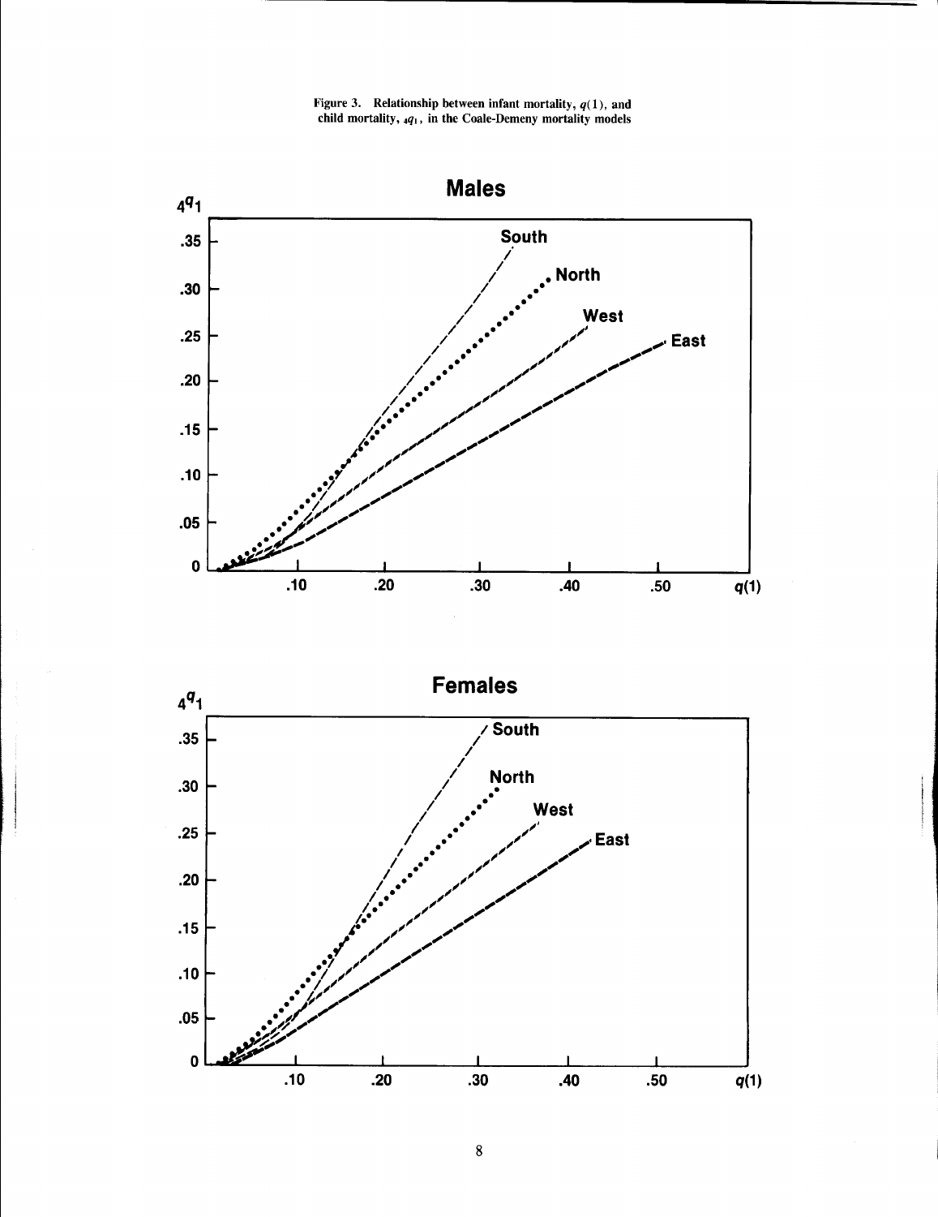Figure 3. Relationship between infant mortality, $q(1)$, and child mortality, $_4q_1$, in the Coale-Demeny mortality models

**Males**

**Females**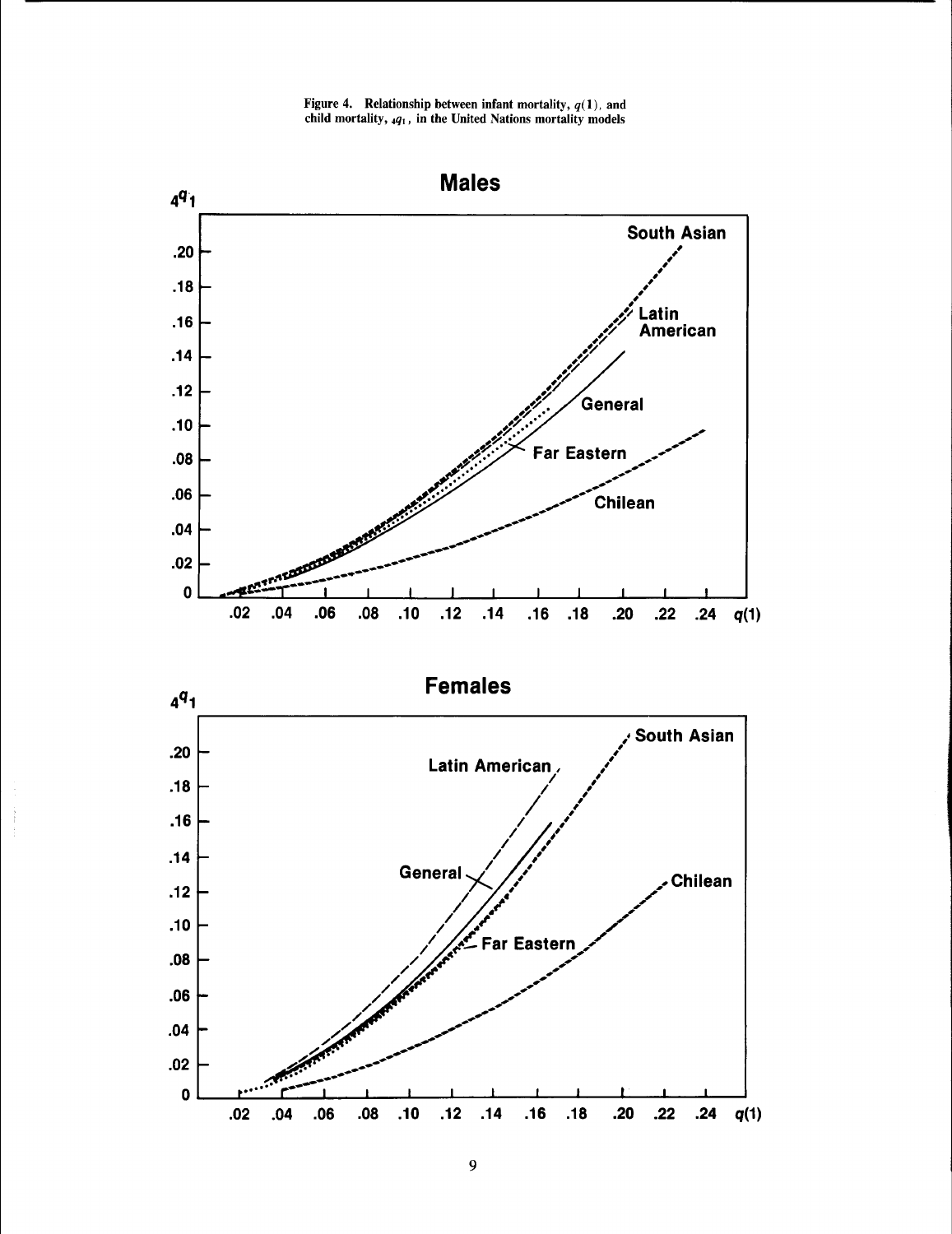Figure 4. Relationship between infant mortality, $q(1)$, and child mortality, ${}_4q_1$, in the United Nations mortality models

## Males

${}_4q_1$

South Asian

Latin American

General

Far Eastern

Chilean

.20 .18 .16 .14 .12 .10 .08 .06 .04 .02 0

.02 .04 .06 .08 .10 .12 .14 .16 .18 .20 .22 .24 $q(1)$

## Females

${}_4q_1$

South Asian

Latin American

General

Far Eastern

Chilean

.20 .18 .16 .14 .12 .10 .08 .06 .04 .02 0

.02 .04 .06 .08 .10 .12 .14 .16 .18 .20 .22 .24 $q(1)$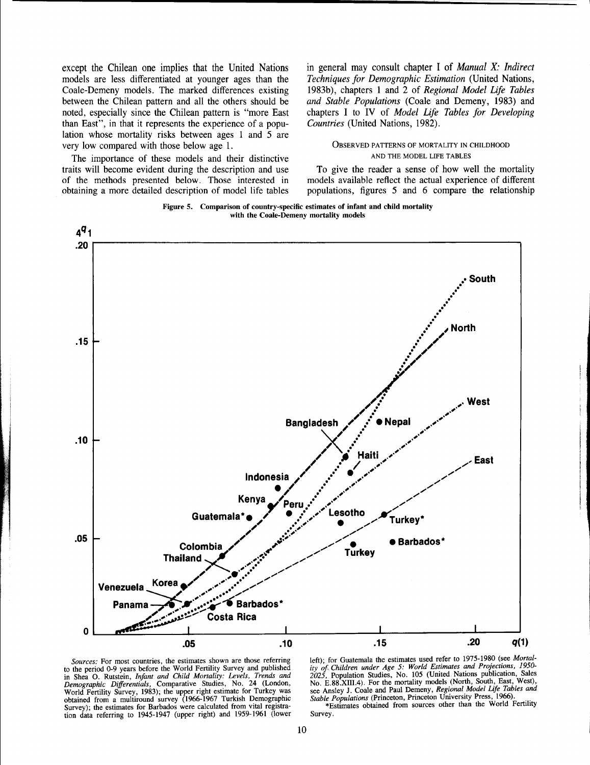except the Chilean one implies that the United Nations models are less differentiated at younger ages than the Coale-Demeny models. The marked differences existing between the Chilean pattern and all the others should be noted, especially since the Chilean pattern is "more East than East", in that it represents the experience of a population whose mortality risks between ages 1 and 5 are very low compared with those below age 1.

The importance of these models and their distinctive traits will become evident during the description and use of the methods presented below. Those interested in obtaining a more detailed description of model life tables in general may consult chapter I of *Manual X: Indirect Techniques for Demographic Estimation* (United Nations, 1983b), chapters 1 and 2 of *Regional Model Life Tables and Stable Populations* (Coale and Demeny, 1983) and chapters I to IV of *Model Life Tables for Developing Countries* (United Nations, 1982).

### Observed patterns of mortality in childhood and the model life tables

To give the reader a sense of how well the mortality models available reflect the actual experience of different populations, figures 5 and 6 compare the relationship

**Figure 5. Comparison of country-specific estimates of infant and child mortality with the Coale-Demeny mortality models**

*Sources:* For most countries, the estimates shown are those referring to the period 0-9 years before the World Fertility Survey and published in Shea O. Rutstein, *Infant and Child Mortality: Levels, Trends and Demographic Differentials*, Comparative Studies, No. 24 (London, World Fertility Survey, 1983); the upper right estimate for Turkey was obtained from a multiround survey (1966-1967 Turkish Demographic Survey); the estimates for Barbados were calculated from vital registration data referring to 1945-1947 (upper right) and 1959-1961 (lower left); for Guatemala the estimates used refer to 1975-1980 (see *Mortality of Children under Age 5: World Estimates and Projections, 1950-2025*, Population Studies, No. 105 (United Nations publication, Sales No. E.88.XIII.4). For the mortality models (North, South, East, West), see Ansley J. Coale and Paul Demeny, *Regional Model Life Tables and Stable Populations* (Princeton, Princeton University Press, 1966).

*Estimates obtained from sources other than the World Fertility Survey.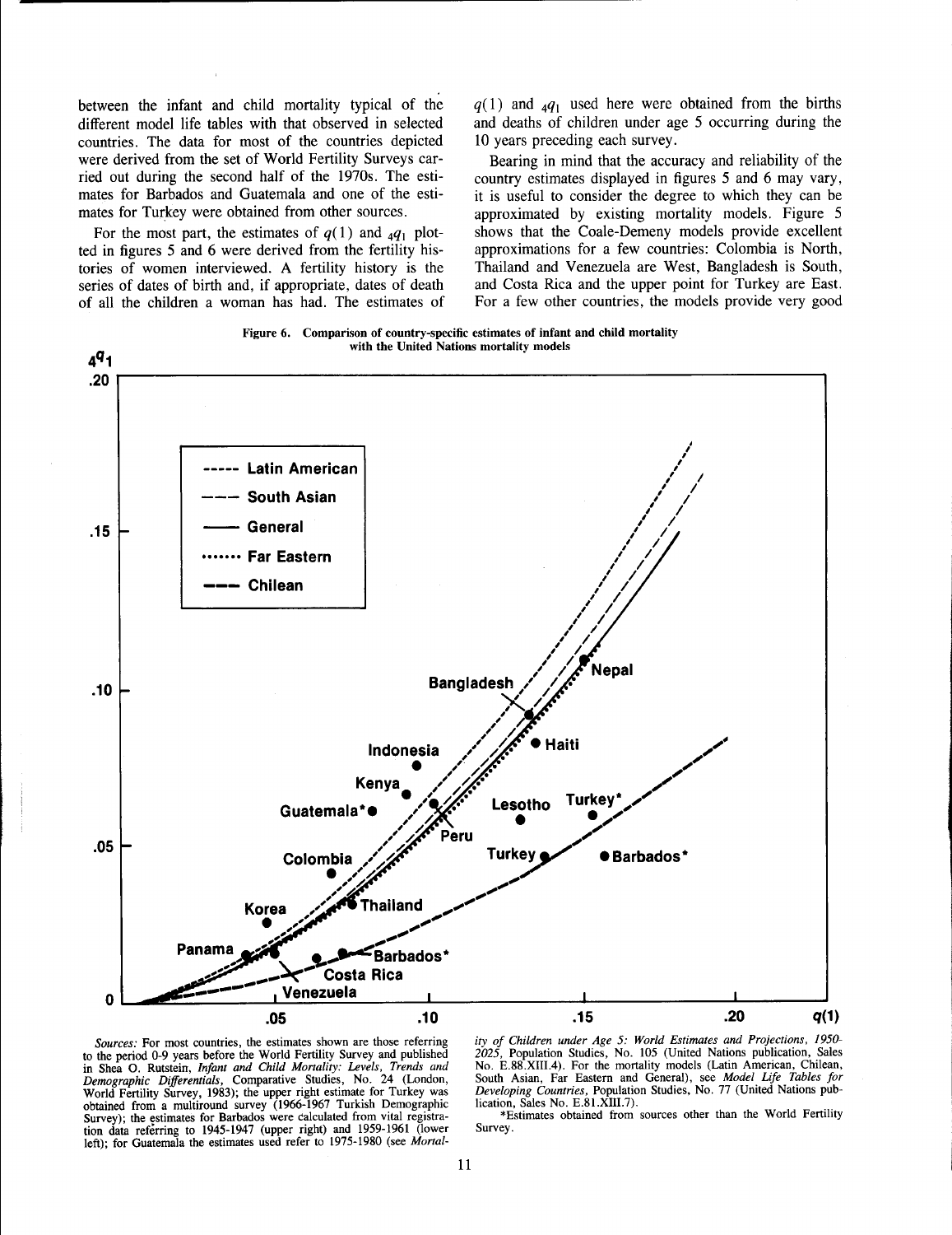between the infant and child mortality typical of the different model life tables with that observed in selected countries. The data for most of the countries depicted were derived from the set of World Fertility Surveys carried out during the second half of the 1970s. The estimates for Barbados and Guatemala and one of the estimates for Turkey were obtained from other sources.

For the most part, the estimates of $q(1)$ and ${}_4q_1$ plotted in figures 5 and 6 were derived from the fertility histories of women interviewed. A fertility history is the series of dates of birth and, if appropriate, dates of death of all the children a woman has had. The estimates of $q(1)$ and ${}_4q_1$ used here were obtained from the births and deaths of children under age 5 occurring during the 10 years preceding each survey.

Bearing in mind that the accuracy and reliability of the country estimates displayed in figures 5 and 6 may vary, it is useful to consider the degree to which they can be approximated by existing mortality models. Figure 5 shows that the Coale-Demeny models provide excellent approximations for a few countries: Colombia is North, Thailand and Venezuela are West, Bangladesh is South, and Costa Rica and the upper point for Turkey are East. For a few other countries, the models provide very good

**Figure 6. Comparison of country-specific estimates of infant and child mortality with the United Nations mortality models**

*Sources:* For most countries, the estimates shown are those referring to the period 0-9 years before the World Fertility Survey and published in Shea O. Rutstein, *Infant and Child Mortality: Levels, Trends and Demographic Differentials*, Comparative Studies, No. 24 (London, World Fertility Survey, 1983); the upper right estimate for Turkey was obtained from a multiround survey (1966-1967 Turkish Demographic Survey); the estimates for Barbados were calculated from vital registration data referring to 1945-1947 (upper right) and 1959-1961 (lower left); for Guatemala the estimates used refer to 1975-1980 (see *Mortality of Children under Age 5: World Estimates and Projections, 1950-2025*, Population Studies, No. 105 (United Nations publication, Sales No. E.88.XIII.4). For the mortality models (Latin American, Chilean, South Asian, Far Eastern and General), see *Model Life Tables for Developing Countries*, Population Studies, No. 77 (United Nations publication, Sales No. E.81.XIII.7).

*Estimates obtained from sources other than the World Fertility Survey.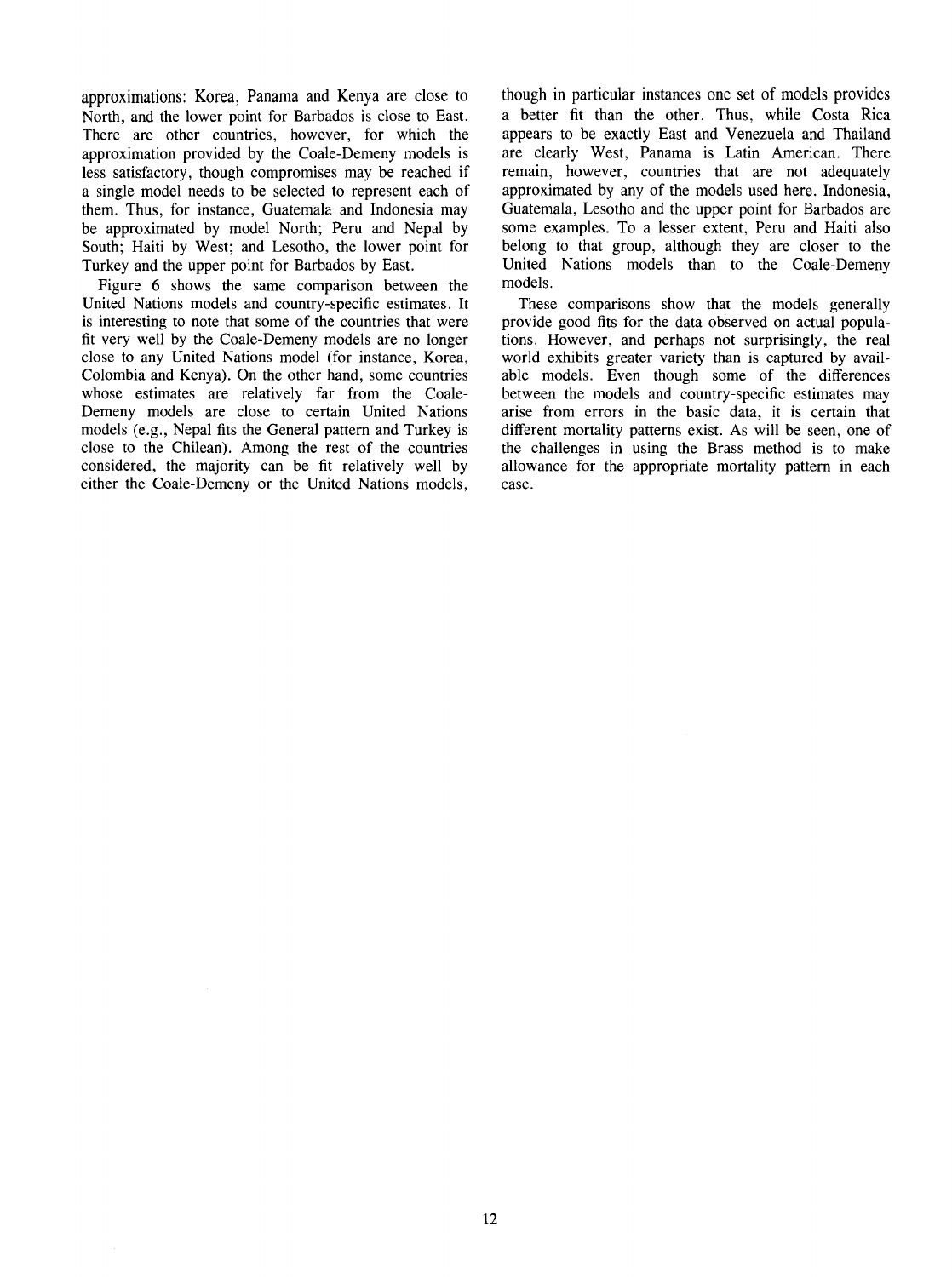approximations: Korea, Panama and Kenya are close to North, and the lower point for Barbados is close to East. There are other countries, however, for which the approximation provided by the Coale-Demeny models is less satisfactory, though compromises may be reached if a single model needs to be selected to represent each of them. Thus, for instance, Guatemala and Indonesia may be approximated by model North; Peru and Nepal by South; Haiti by West; and Lesotho, the lower point for Turkey and the upper point for Barbados by East.

Figure 6 shows the same comparison between the United Nations models and country-specific estimates. It is interesting to note that some of the countries that were fit very well by the Coale-Demeny models are no longer close to any United Nations model (for instance, Korea, Colombia and Kenya). On the other hand, some countries whose estimates are relatively far from the Coale-Demeny models are close to certain United Nations models (e.g., Nepal fits the General pattern and Turkey is close to the Chilean). Among the rest of the countries considered, the majority can be fit relatively well by either the Coale-Demeny or the United Nations models, though in particular instances one set of models provides a better fit than the other. Thus, while Costa Rica appears to be exactly East and Venezuela and Thailand are clearly West, Panama is Latin American. There remain, however, countries that are not adequately approximated by any of the models used here. Indonesia, Guatemala, Lesotho and the upper point for Barbados are some examples. To a lesser extent, Peru and Haiti also belong to that group, although they are closer to the United Nations models than to the Coale-Demeny models.

These comparisons show that the models generally provide good fits for the data observed on actual populations. However, and perhaps not surprisingly, the real world exhibits greater variety than is captured by available models. Even though some of the differences between the models and country-specific estimates may arise from errors in the basic data, it is certain that different mortality patterns exist. As will be seen, one of the challenges in using the Brass method is to make allowance for the appropriate mortality pattern in each case.